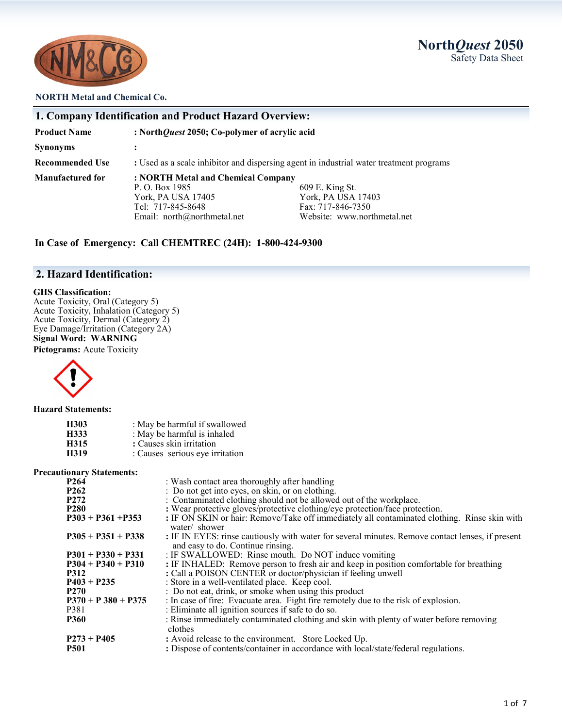**NorthQuest 2050**
Safety Data Sheet

**NORTH Metal and Chemical Co.**

## 1. Company Identification and Product Hazard Overview:

| | |
|---|---|
| **Product Name** | **: North*Quest* 2050; Co-polymer of acrylic acid** |
| **Synonyms** | **:** |
| **Recommended Use** | **:** Used as a scale inhibitor and dispersing agent in industrial water treatment programs |
| **Manufactured for** | **: NORTH Metal and Chemical Company** |

P. O. Box 1985
York, PA USA 17405
Tel: 717-845-8648
Email: north@northmetal.net

609 E. King St.
York, PA USA 17403
Fax: 717-846-7350
Website: www.northmetal.net

**In Case of Emergency: Call CHEMTREC (24H): 1-800-424-9300**

## 2. Hazard Identification:

**GHS Classification:**
Acute Toxicity, Oral (Category 5)
Acute Toxicity, Inhalation (Category 5)
Acute Toxicity, Dermal (Category 2)
Eye Damage/Irritation (Category 2A)
**Signal Word: WARNING**
**Pictograms:** Acute Toxicity

**Hazard Statements:**

| | |
|---|---|
| **H303** | : May be harmful if swallowed |
| **H333** | : May be harmful is inhaled |
| **H315** | **:** Causes skin irritation |
| **H319** | : Causes serious eye irritation |

**Precautionary Statements:**

| | |
|---|---|
| **P264** | : Wash contact area thoroughly after handling |
| **P262** | : Do not get into eyes, on skin, or on clothing. |
| **P272** | : Contaminated clothing should not be allowed out of the workplace. |
| **P280** | **:** Wear protective gloves/protective clothing/eye protection/face protection. |
| **P303 + P361 +P353** | **:** IF ON SKIN or hair: Remove/Take off immediately all contaminated clothing. Rinse skin with water/ shower |
| **P305 + P351 + P338** | **:** IF IN EYES: rinse cautiously with water for several minutes. Remove contact lenses, if present and easy to do. Continue rinsing. |
| **P301 + P330 + P331** | : IF SWALLOWED: Rinse mouth. Do NOT induce vomiting |
| **P304 + P340 + P310** | **:** IF INHALED: Remove person to fresh air and keep in position comfortable for breathing |
| **P312** | **:** Call a POISON CENTER or doctor/physician if feeling unwell |
| **P403 + P235** | : Store in a well-ventilated place. Keep cool. |
| **P270** | : Do not eat, drink, or smoke when using this product |
| **P370 + P 380 + P375** | : In case of fire: Evacuate area. Fight fire remotely due to the risk of explosion. |
| P381 | : Eliminate all ignition sources if safe to do so. |
| **P360** | : Rinse immediately contaminated clothing and skin with plenty of water before removing clothes |
| **P273 + P405** | **:** Avoid release to the environment. Store Locked Up. |
| **P501** | **:** Dispose of contents/container in accordance with local/state/federal regulations. |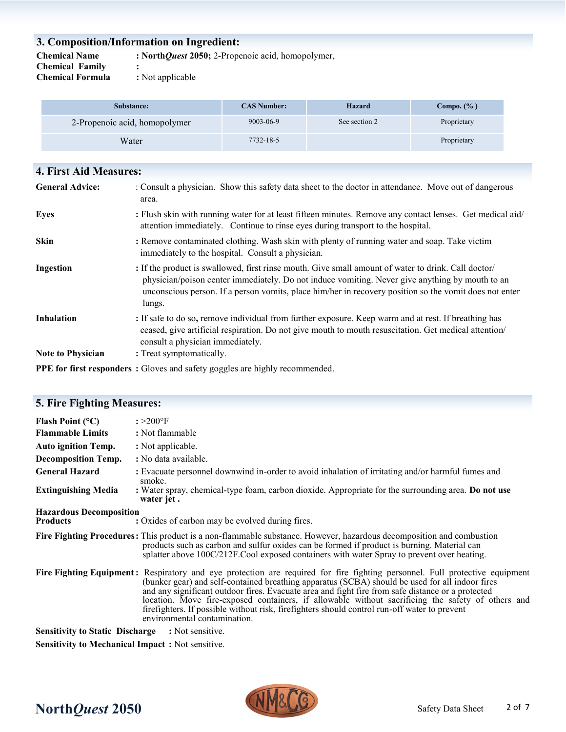## 3. Composition/Information on Ingredient:

**Chemical Name** : **North*Quest* 2050;** 2-Propenoic acid, homopolymer,
**Chemical Family** :
**Chemical Formula** : Not applicable

| Substance: | CAS Number: | Hazard | Compo. (% ) |
|---|---|---|---|
| 2-Propenoic acid, homopolymer | 9003-06-9 | See section 2 | Proprietary |
| Water | 7732-18-5 | | Proprietary |

## 4. First Aid Measures:

**General Advice:** : Consult a physician. Show this safety data sheet to the doctor in attendance. Move out of dangerous area.

**Eyes** : Flush skin with running water for at least fifteen minutes. Remove any contact lenses. Get medical aid/ attention immediately. Continue to rinse eyes during transport to the hospital.

**Skin** : Remove contaminated clothing. Wash skin with plenty of running water and soap. Take victim immediately to the hospital. Consult a physician.

**Ingestion** : If the product is swallowed, first rinse mouth. Give small amount of water to drink. Call doctor/ physician/poison center immediately. Do not induce vomiting. Never give anything by mouth to an unconscious person. If a person vomits, place him/her in recovery position so the vomit does not enter lungs.

**Inhalation** : If safe to do so, remove individual from further exposure. Keep warm and at rest. If breathing has ceased, give artificial respiration. Do not give mouth to mouth resuscitation. Get medical attention/ consult a physician immediately.

**Note to Physician** : Treat symptomatically.

**PPE for first responders** : Gloves and safety goggles are highly recommended.

## 5. Fire Fighting Measures:

**Flash Point (°C)** : >200°F
**Flammable Limits** : Not flammable
**Auto ignition Temp.** : Not applicable.
**Decomposition Temp.** : No data available.

**General Hazard** : Evacuate personnel downwind in-order to avoid inhalation of irritating and/or harmful fumes and smoke.

**Extinguishing Media** : Water spray, chemical-type foam, carbon dioxide. Appropriate for the surrounding area. **Do not use water jet .**

**Hazardous Decomposition Products** : Oxides of carbon may be evolved during fires.

**Fire Fighting Procedures:** This product is a non-flammable substance. However, hazardous decomposition and combustion products such as carbon and sulfur oxides can be formed if product is burning. Material can splatter above 100C/212F.Cool exposed containers with water Spray to prevent over heating.

**Fire Fighting Equipment:** Respiratory and eye protection are required for fire fighting personnel. Full protective equipment (bunker gear) and self-contained breathing apparatus (SCBA) should be used for all indoor fires and any significant outdoor fires. Evacuate area and fight fire from safe distance or a protected location. Move fire-exposed containers, if allowable without sacrificing the safety of others and firefighters. If possible without risk, firefighters should control run-off water to prevent environmental contamination.

**Sensitivity to Static Discharge** : Not sensitive.

**Sensitivity to Mechanical Impact** : Not sensitive.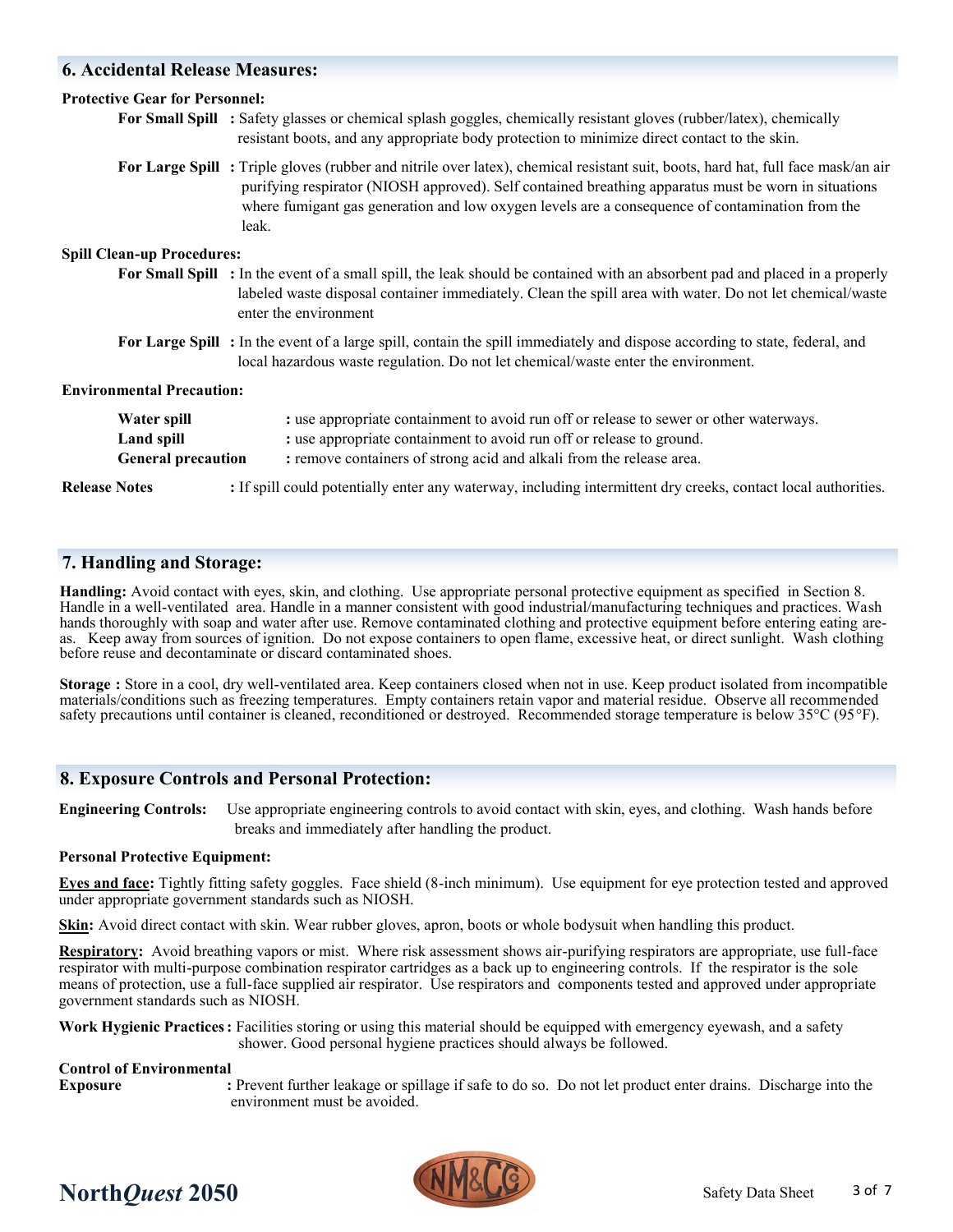## 6. Accidental Release Measures:

**Protective Gear for Personnel:**

**For Small Spill** : Safety glasses or chemical splash goggles, chemically resistant gloves (rubber/latex), chemically resistant boots, and any appropriate body protection to minimize direct contact to the skin.

**For Large Spill** : Triple gloves (rubber and nitrile over latex), chemical resistant suit, boots, hard hat, full face mask/an air purifying respirator (NIOSH approved). Self contained breathing apparatus must be worn in situations where fumigant gas generation and low oxygen levels are a consequence of contamination from the leak.

**Spill Clean-up Procedures:**

**For Small Spill** : In the event of a small spill, the leak should be contained with an absorbent pad and placed in a properly labeled waste disposal container immediately. Clean the spill area with water. Do not let chemical/waste enter the environment

**For Large Spill** : In the event of a large spill, contain the spill immediately and dispose according to state, federal, and local hazardous waste regulation. Do not let chemical/waste enter the environment.

**Environmental Precaution:**

**Water spill** : use appropriate containment to avoid run off or release to sewer or other waterways.
**Land spill** : use appropriate containment to avoid run off or release to ground.
**General precaution** : remove containers of strong acid and alkali from the release area.

**Release Notes** : If spill could potentially enter any waterway, including intermittent dry creeks, contact local authorities.

## 7. Handling and Storage:

**Handling:** Avoid contact with eyes, skin, and clothing. Use appropriate personal protective equipment as specified in Section 8. Handle in a well-ventilated area. Handle in a manner consistent with good industrial/manufacturing techniques and practices. Wash hands thoroughly with soap and water after use. Remove contaminated clothing and protective equipment before entering eating areas. Keep away from sources of ignition. Do not expose containers to open flame, excessive heat, or direct sunlight. Wash clothing before reuse and decontaminate or discard contaminated shoes.

**Storage :** Store in a cool, dry well-ventilated area. Keep containers closed when not in use. Keep product isolated from incompatible materials/conditions such as freezing temperatures. Empty containers retain vapor and material residue. Observe all recommended safety precautions until container is cleaned, reconditioned or destroyed. Recommended storage temperature is below 35°C (95°F).

## 8. Exposure Controls and Personal Protection:

**Engineering Controls:** Use appropriate engineering controls to avoid contact with skin, eyes, and clothing. Wash hands before breaks and immediately after handling the product.

**Personal Protective Equipment:**

**Eyes and face:** Tightly fitting safety goggles. Face shield (8-inch minimum). Use equipment for eye protection tested and approved under appropriate government standards such as NIOSH.

**Skin:** Avoid direct contact with skin. Wear rubber gloves, apron, boots or whole bodysuit when handling this product.

**Respiratory:** Avoid breathing vapors or mist. Where risk assessment shows air-purifying respirators are appropriate, use full-face respirator with multi-purpose combination respirator cartridges as a back up to engineering controls. If the respirator is the sole means of protection, use a full-face supplied air respirator. Use respirators and components tested and approved under appropriate government standards such as NIOSH.

**Work Hygienic Practices** : Facilities storing or using this material should be equipped with emergency eyewash, and a safety shower. Good personal hygiene practices should always be followed.

**Control of Environmental Exposure** : Prevent further leakage or spillage if safe to do so. Do not let product enter drains. Discharge into the environment must be avoided.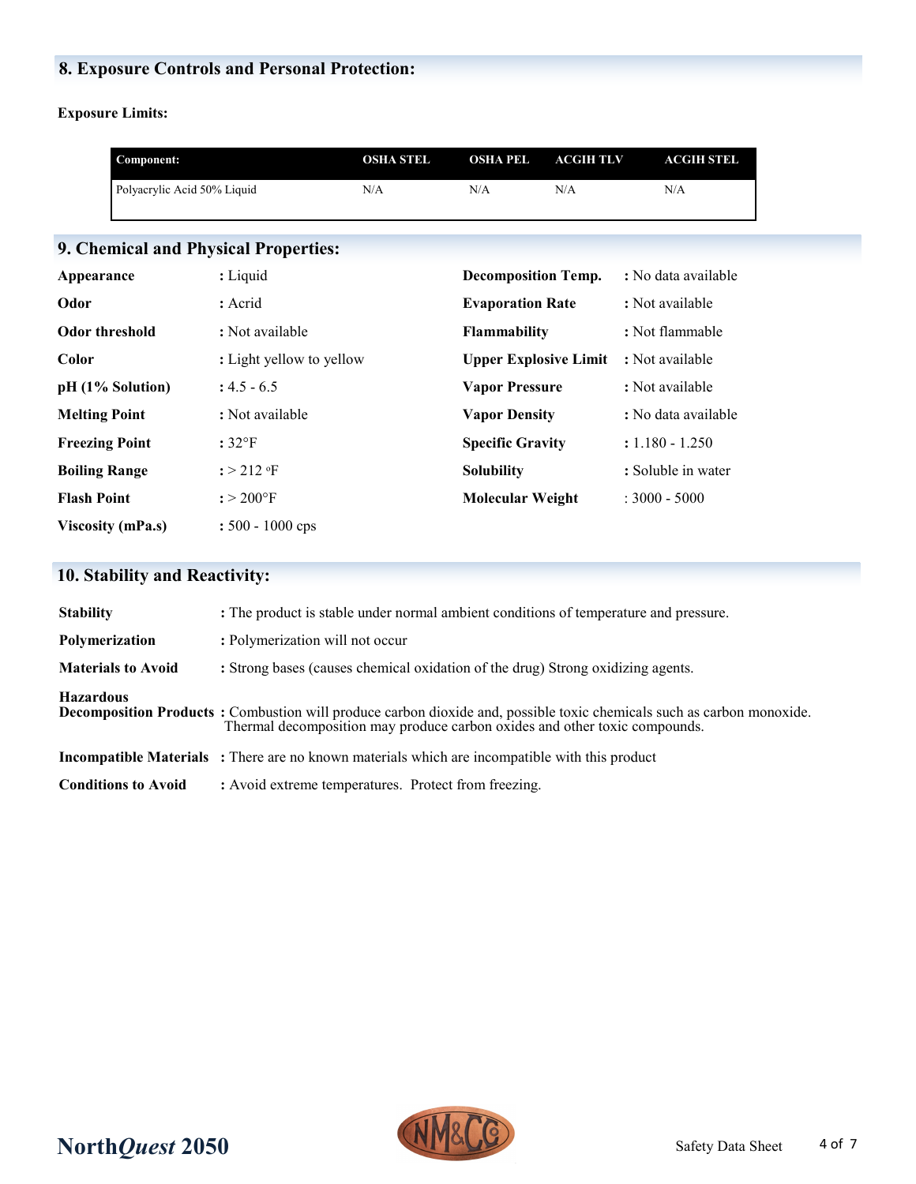## 8. Exposure Controls and Personal Protection:

**Exposure Limits:**

| Component: | OSHA STEL | OSHA PEL | ACGIH TLV | ACGIH STEL |
|---|---|---|---|---|
| Polyacrylic Acid 50% Liquid | N/A | N/A | N/A | N/A |

## 9. Chemical and Physical Properties:

| | | | |
|---|---|---|---|
| **Appearance** | : Liquid | **Decomposition Temp.** | : No data available |
| **Odor** | : Acrid | **Evaporation Rate** | : Not available |
| **Odor threshold** | : Not available | **Flammability** | : Not flammable |
| **Color** | : Light yellow to yellow | **Upper Explosive Limit** | : Not available |
| **pH (1% Solution)** | : 4.5 - 6.5 | **Vapor Pressure** | : Not available |
| **Melting Point** | : Not available | **Vapor Density** | : No data available |
| **Freezing Point** | : 32°F | **Specific Gravity** | : 1.180 - 1.250 |
| **Boiling Range** | : > 212 °F | **Solubility** | : Soluble in water |
| **Flash Point** | : > 200°F | **Molecular Weight** | : 3000 - 5000 |
| **Viscosity (mPa.s)** | : 500 - 1000 cps | | |

## 10. Stability and Reactivity:

**Stability** : The product is stable under normal ambient conditions of temperature and pressure.

**Polymerization** : Polymerization will not occur

**Materials to Avoid** : Strong bases (causes chemical oxidation of the drug) Strong oxidizing agents.

**Hazardous Decomposition Products** : Combustion will produce carbon dioxide and, possible toxic chemicals such as carbon monoxide. Thermal decomposition may produce carbon oxides and other toxic compounds.

**Incompatible Materials** : There are no known materials which are incompatible with this product

**Conditions to Avoid** : Avoid extreme temperatures. Protect from freezing.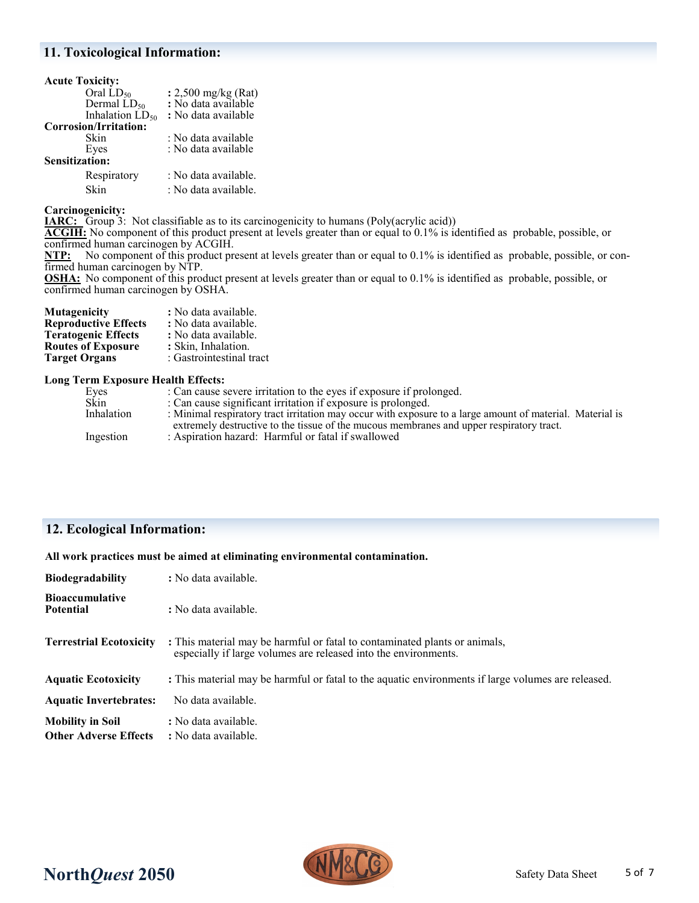## 11. Toxicological Information:

**Acute Toxicity:**

| | |
|---|---|
| Oral $LD_{50}$ | **:** 2,500 mg/kg (Rat) |
| Dermal $LD_{50}$ | **:** No data available |
| Inhalation $LD_{50}$ | **:** No data available |

**Corrosion/Irritation:**

| | |
|---|---|
| Skin | : No data available |
| Eyes | : No data available |

**Sensitization:**

| | |
|---|---|
| Respiratory | : No data available. |
| Skin | : No data available. |

**Carcinogenicity:**

**IARC:** Group 3: Not classifiable as to its carcinogenicity to humans (Poly(acrylic acid))

**ACGIH:** No component of this product present at levels greater than or equal to 0.1% is identified as probable, possible, or confirmed human carcinogen by ACGIH.

**NTP:** No component of this product present at levels greater than or equal to 0.1% is identified as probable, possible, or confirmed human carcinogen by NTP.

**OSHA:** No component of this product present at levels greater than or equal to 0.1% is identified as probable, possible, or confirmed human carcinogen by OSHA.

| | |
|---|---|
| **Mutagenicity** | **:** No data available. |
| **Reproductive Effects** | **:** No data available. |
| **Teratogenic Effects** | **:** No data available. |
| **Routes of Exposure** | **:** Skin, Inhalation. |
| **Target Organs** | : Gastrointestinal tract |

**Long Term Exposure Health Effects:**

| | |
|---|---|
| Eyes | : Can cause severe irritation to the eyes if exposure if prolonged. |
| Skin | : Can cause significant irritation if exposure is prolonged. |
| Inhalation | : Minimal respiratory tract irritation may occur with exposure to a large amount of material. Material is extremely destructive to the tissue of the mucous membranes and upper respiratory tract. |
| Ingestion | : Aspiration hazard: Harmful or fatal if swallowed |

## 12. Ecological Information:

**All work practices must be aimed at eliminating environmental contamination.**

| | |
|---|---|
| **Biodegradability** | **:** No data available. |
| **Bioaccumulative Potential** | **:** No data available. |
| **Terrestrial Ecotoxicity** | **:** This material may be harmful or fatal to contaminated plants or animals, especially if large volumes are released into the environments. |
| **Aquatic Ecotoxicity** | **:** This material may be harmful or fatal to the aquatic environments if large volumes are released. |
| **Aquatic Invertebrates:** | No data available. |
| **Mobility in Soil** | **:** No data available. |
| **Other Adverse Effects** | **:** No data available. |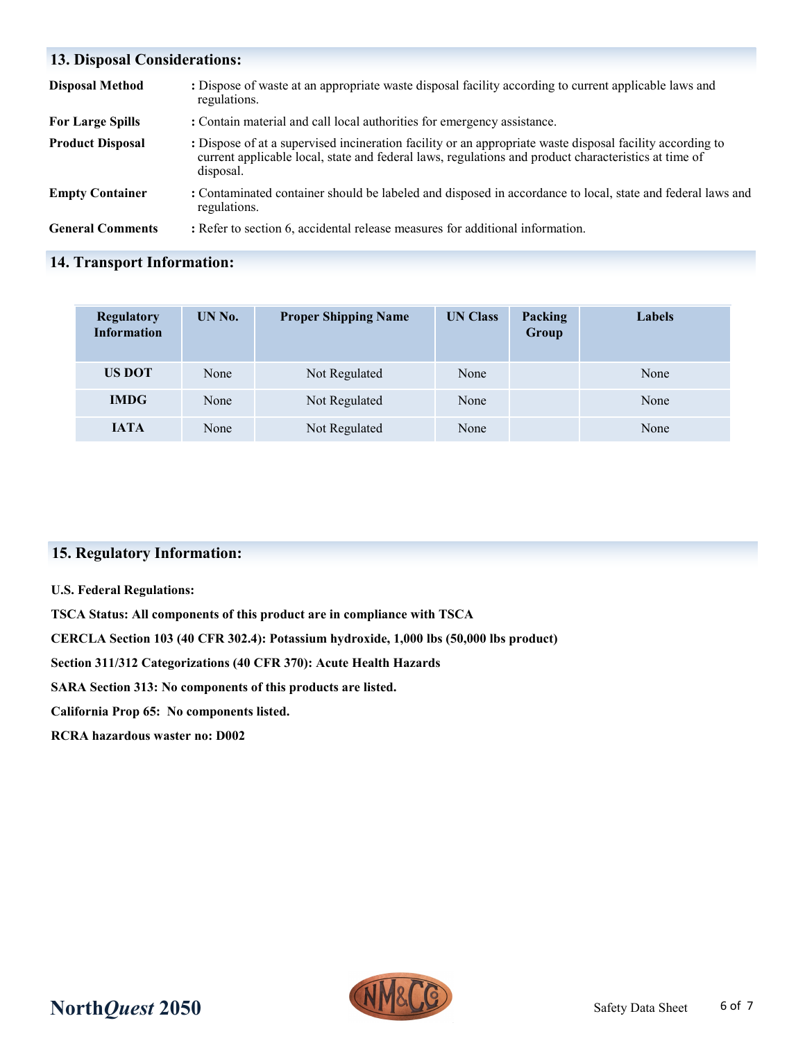## 13. Disposal Considerations:

**Disposal Method** : Dispose of waste at an appropriate waste disposal facility according to current applicable laws and regulations.

**For Large Spills** : Contain material and call local authorities for emergency assistance.

**Product Disposal** : Dispose of at a supervised incineration facility or an appropriate waste disposal facility according to current applicable local, state and federal laws, regulations and product characteristics at time of disposal.

**Empty Container** : Contaminated container should be labeled and disposed in accordance to local, state and federal laws and regulations.

**General Comments** : Refer to section 6, accidental release measures for additional information.

## 14. Transport Information:

| Regulatory Information | UN No. | Proper Shipping Name | UN Class | Packing Group | Labels |
|---|---|---|---|---|---|
| **US DOT** | None | Not Regulated | None | | None |
| **IMDG** | None | Not Regulated | None | | None |
| **IATA** | None | Not Regulated | None | | None |

## 15. Regulatory Information:

**U.S. Federal Regulations:**

**TSCA Status: All components of this product are in compliance with TSCA**

**CERCLA Section 103 (40 CFR 302.4): Potassium hydroxide, 1,000 lbs (50,000 lbs product)**

**Section 311/312 Categorizations (40 CFR 370): Acute Health Hazards**

**SARA Section 313: No components of this products are listed.**

**California Prop 65: No components listed.**

**RCRA hazardous waster no: D002**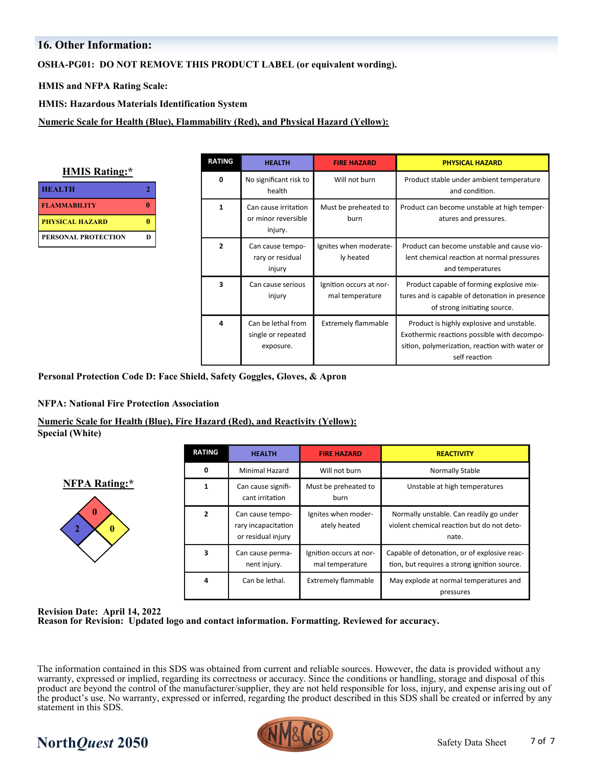## 16. Other Information:

**OSHA-PG01: DO NOT REMOVE THIS PRODUCT LABEL (or equivalent wording).**

**HMIS and NFPA Rating Scale:**

**HMIS: Hazardous Materials Identification System**

**Numeric Scale for Health (Blue), Flammability (Red), and Physical Hazard (Yellow):**

**HMIS Rating:***

| | |
|---|---|
| HEALTH | 2 |
| FLAMMABILITY | 0 |
| PHYSICAL HAZARD | 0 |
| PERSONAL PROTECTION | D |

| RATING | HEALTH | FIRE HAZARD | PHYSICAL HAZARD |
|---|---|---|---|
| 0 | No significant risk to health | Will not burn | Product stable under ambient temperature and condition. |
| 1 | Can cause irritation or minor reversible injury. | Must be preheated to burn | Product can become unstable at high temperatures and pressures. |
| 2 | Can cause temporary or residual injury | Ignites when moderately heated | Product can become unstable and cause violent chemical reaction at normal pressures and temperatures |
| 3 | Can cause serious injury | Ignition occurs at normal temperature | Product capable of forming explosive mixtures and is capable of detonation in presence of strong initiating source. |
| 4 | Can be lethal from single or repeated exposure. | Extremely flammable | Product is highly explosive and unstable. Exothermic reactions possible with decomposition, polymerization, reaction with water or self reaction |

**Personal Protection Code D: Face Shield, Safety Goggles, Gloves, & Apron**

**NFPA: National Fire Protection Association**

**Numeric Scale for Health (Blue), Fire Hazard (Red), and Reactivity (Yellow):**
**Special (White)**

**NFPA Rating:***

Health: 2, Fire Hazard: 0, Reactivity: 0

| RATING | HEALTH | FIRE HAZARD | REACTIVITY |
|---|---|---|---|
| 0 | Minimal Hazard | Will not burn | Normally Stable |
| 1 | Can cause significant irritation | Must be preheated to burn | Unstable at high temperatures |
| 2 | Can cause temporary incapacitation or residual injury | Ignites when moderately heated | Normally unstable. Can readily go under violent chemical reaction but do not detonate. |
| 3 | Can cause permanent injury. | Ignition occurs at normal temperature | Capable of detonation, or of explosive reaction, but requires a strong ignition source. |
| 4 | Can be lethal. | Extremely flammable | May explode at normal temperatures and pressures |

**Revision Date: April 14, 2022**
**Reason for Revision: Updated logo and contact information. Formatting. Reviewed for accuracy.**

The information contained in this SDS was obtained from current and reliable sources. However, the data is provided without any warranty, expressed or implied, regarding its correctness or accuracy. Since the conditions or handling, storage and disposal of this product are beyond the control of the manufacturer/supplier, they are not held responsible for loss, injury, and expense arising out of the product's use. No warranty, expressed or inferred, regarding the product described in this SDS shall be created or inferred by any statement in this SDS.